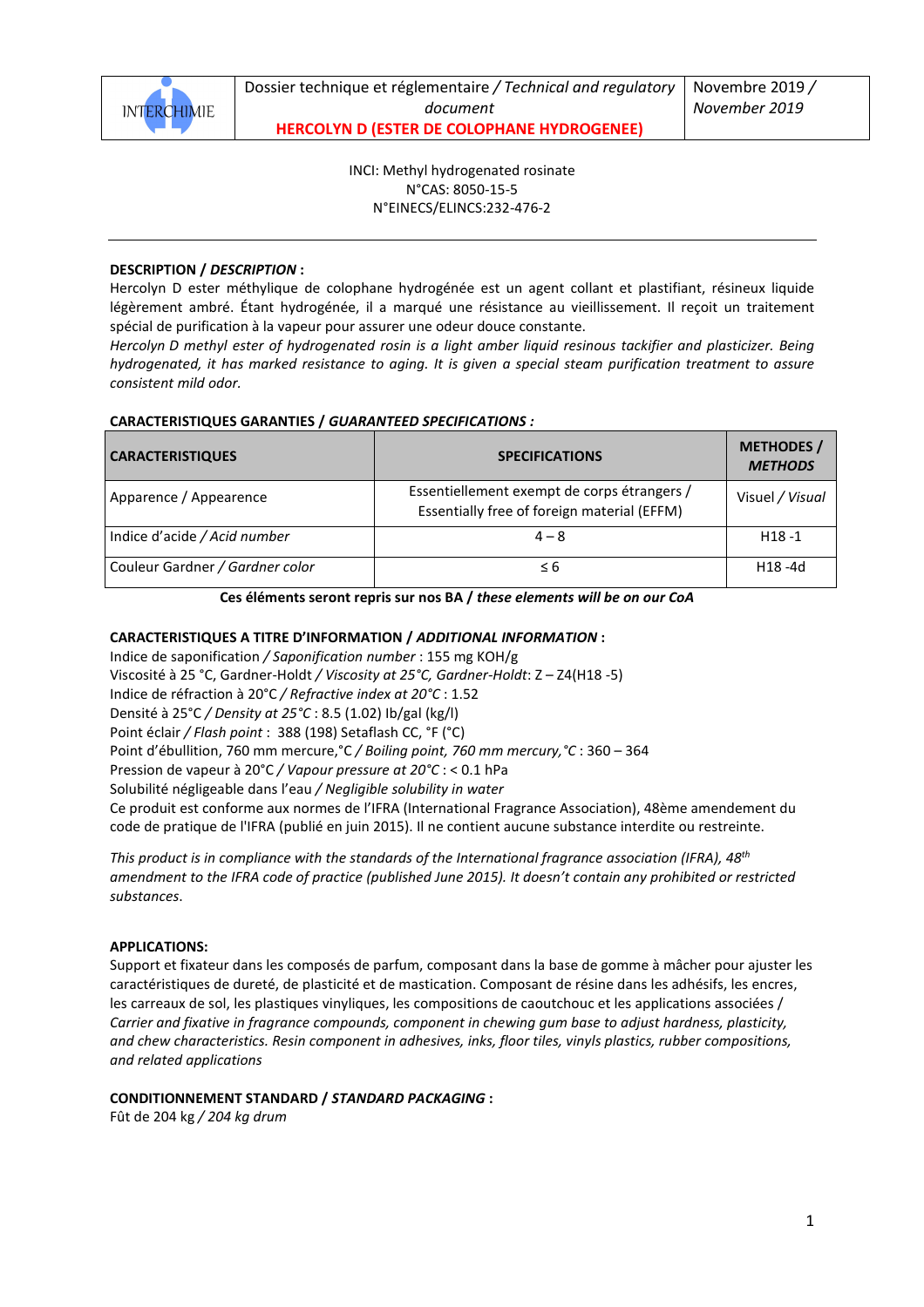| INTERCHIMIE | Dossier technique et réglementaire / *Technical and regulatory document*<br>**HERCOLYN D (ESTER DE COLOPHANE HYDROGENEE)** | Novembre 2019 / *November 2019* |
|---|---|---|

INCI: Methyl hydrogenated rosinate
N°CAS: 8050-15-5
N°EINECS/ELINCS:232-476-2

---

**DESCRIPTION / *DESCRIPTION* :**

Hercolyn D ester méthylique de colophane hydrogénée est un agent collant et plastifiant, résineux liquide légèrement ambré. Étant hydrogénée, il a marqué une résistance au vieillissement. Il reçoit un traitement spécial de purification à la vapeur pour assurer une odeur douce constante.

*Hercolyn D methyl ester of hydrogenated rosin is a light amber liquid resinous tackifier and plasticizer. Being hydrogenated, it has marked resistance to aging. It is given a special steam purification treatment to assure consistent mild odor.*

**CARACTERISTIQUES GARANTIES / *GUARANTEED SPECIFICATIONS* :**

| CARACTERISTIQUES | SPECIFICATIONS | METHODES / *METHODS* |
|---|---|---|
| Apparence / Appearence | Essentiellement exempt de corps étrangers / Essentially free of foreign material (EFFM) | Visuel / *Visual* |
| Indice d'acide / *Acid number* | 4 – 8 | H18 -1 |
| Couleur Gardner / *Gardner color* | ≤ 6 | H18 -4d |

**Ces éléments seront repris sur nos BA / *these elements will be on our CoA***

**CARACTERISTIQUES A TITRE D'INFORMATION / *ADDITIONAL INFORMATION* :**

Indice de saponification / *Saponification number* : 155 mg KOH/g
Viscosité à 25 °C, Gardner-Holdt / *Viscosity at 25°C, Gardner-Holdt*: Z – Z4(H18 -5)
Indice de réfraction à 20°C / *Refractive index at 20°C* : 1.52
Densité à 25°C / *Density at 25°C* : 8.5 (1.02) lb/gal (kg/l)
Point éclair / *Flash point* : 388 (198) Setaflash CC, °F (°C)
Point d'ébullition, 760 mm mercure,°C / *Boiling point, 760 mm mercury,°C* : 360 – 364
Pression de vapeur à 20°C / *Vapour pressure at 20°C* : < 0.1 hPa
Solubilité négligeable dans l'eau / *Negligible solubility in water*
Ce produit est conforme aux normes de l'IFRA (International Fragrance Association), 48ème amendement du code de pratique de l'IFRA (publié en juin 2015). Il ne contient aucune substance interdite ou restreinte.

*This product is in compliance with the standards of the International fragrance association (IFRA), 48th amendment to the IFRA code of practice (published June 2015). It doesn't contain any prohibited or restricted substances.*

**APPLICATIONS:**

Support et fixateur dans les composés de parfum, composant dans la base de gomme à mâcher pour ajuster les caractéristiques de dureté, de plasticité et de mastication. Composant de résine dans les adhésifs, les encres, les carreaux de sol, les plastiques vinyliques, les compositions de caoutchouc et les applications associées / *Carrier and fixative in fragrance compounds, component in chewing gum base to adjust hardness, plasticity, and chew characteristics. Resin component in adhesives, inks, floor tiles, vinyls plastics, rubber compositions, and related applications*

**CONDITIONNEMENT STANDARD / *STANDARD PACKAGING* :**

Fût de 204 kg / *204 kg drum*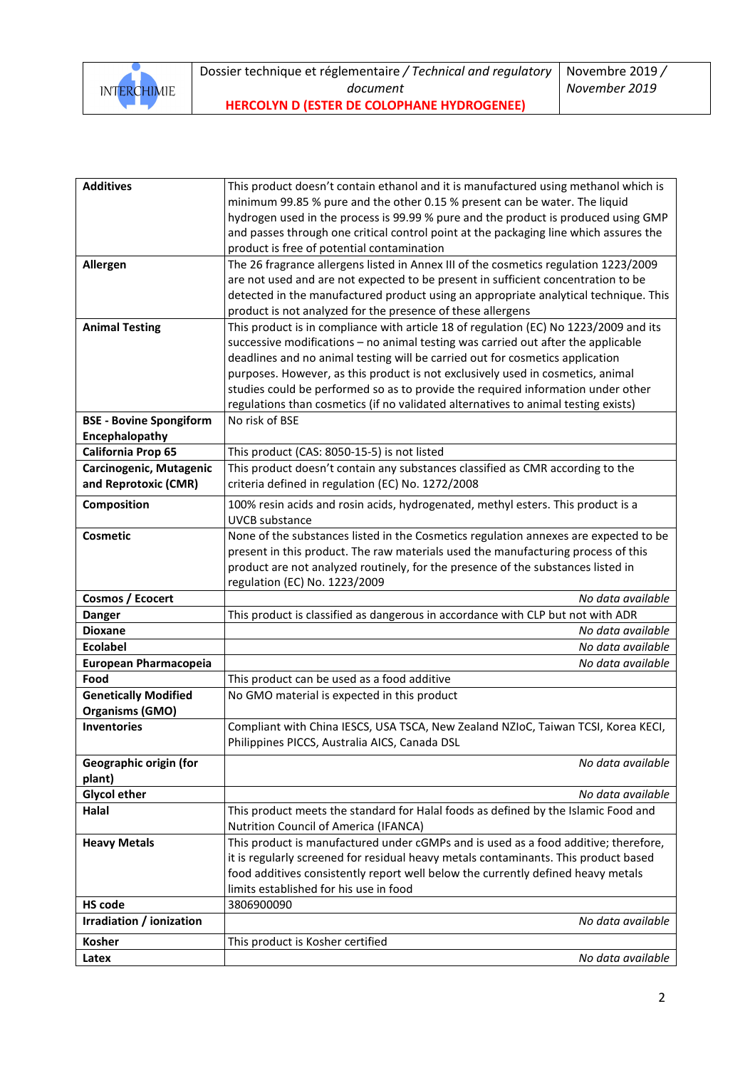| | |
|---|---|
| **Additives** | This product doesn't contain ethanol and it is manufactured using methanol which is minimum 99.85 % pure and the other 0.15 % present can be water. The liquid hydrogen used in the process is 99.99 % pure and the product is produced using GMP and passes through one critical control point at the packaging line which assures the product is free of potential contamination |
| **Allergen** | The 26 fragrance allergens listed in Annex III of the cosmetics regulation 1223/2009 are not used and are not expected to be present in sufficient concentration to be detected in the manufactured product using an appropriate analytical technique. This product is not analyzed for the presence of these allergens |
| **Animal Testing** | This product is in compliance with article 18 of regulation (EC) No 1223/2009 and its successive modifications – no animal testing was carried out after the applicable deadlines and no animal testing will be carried out for cosmetics application purposes. However, as this product is not exclusively used in cosmetics, animal studies could be performed so as to provide the required information under other regulations than cosmetics (if no validated alternatives to animal testing exists) |
| **BSE - Bovine Spongiform Encephalopathy** | No risk of BSE |
| **California Prop 65** | This product (CAS: 8050-15-5) is not listed |
| **Carcinogenic, Mutagenic and Reprotoxic (CMR)** | This product doesn't contain any substances classified as CMR according to the criteria defined in regulation (EC) No. 1272/2008 |
| **Composition** | 100% resin acids and rosin acids, hydrogenated, methyl esters. This product is a UVCB substance |
| **Cosmetic** | None of the substances listed in the Cosmetics regulation annexes are expected to be present in this product. The raw materials used the manufacturing process of this product are not analyzed routinely, for the presence of the substances listed in regulation (EC) No. 1223/2009 |
| **Cosmos / Ecocert** | *No data available* |
| **Danger** | This product is classified as dangerous in accordance with CLP but not with ADR |
| **Dioxane** | *No data available* |
| **Ecolabel** | *No data available* |
| **European Pharmacopeia** | *No data available* |
| **Food** | This product can be used as a food additive |
| **Genetically Modified Organisms (GMO)** | No GMO material is expected in this product |
| **Inventories** | Compliant with China IESCS, USA TSCA, New Zealand NZIoC, Taiwan TCSI, Korea KECI, Philippines PICCS, Australia AICS, Canada DSL |
| **Geographic origin (for plant)** | *No data available* |
| **Glycol ether** | *No data available* |
| **Halal** | This product meets the standard for Halal foods as defined by the Islamic Food and Nutrition Council of America (IFANCA) |
| **Heavy Metals** | This product is manufactured under cGMPs and is used as a food additive; therefore, it is regularly screened for residual heavy metals contaminants. This product based food additives consistently report well below the currently defined heavy metals limits established for his use in food |
| **HS code** | 3806900090 |
| **Irradiation / ionization** | *No data available* |
| **Kosher** | This product is Kosher certified |
| **Latex** | *No data available* |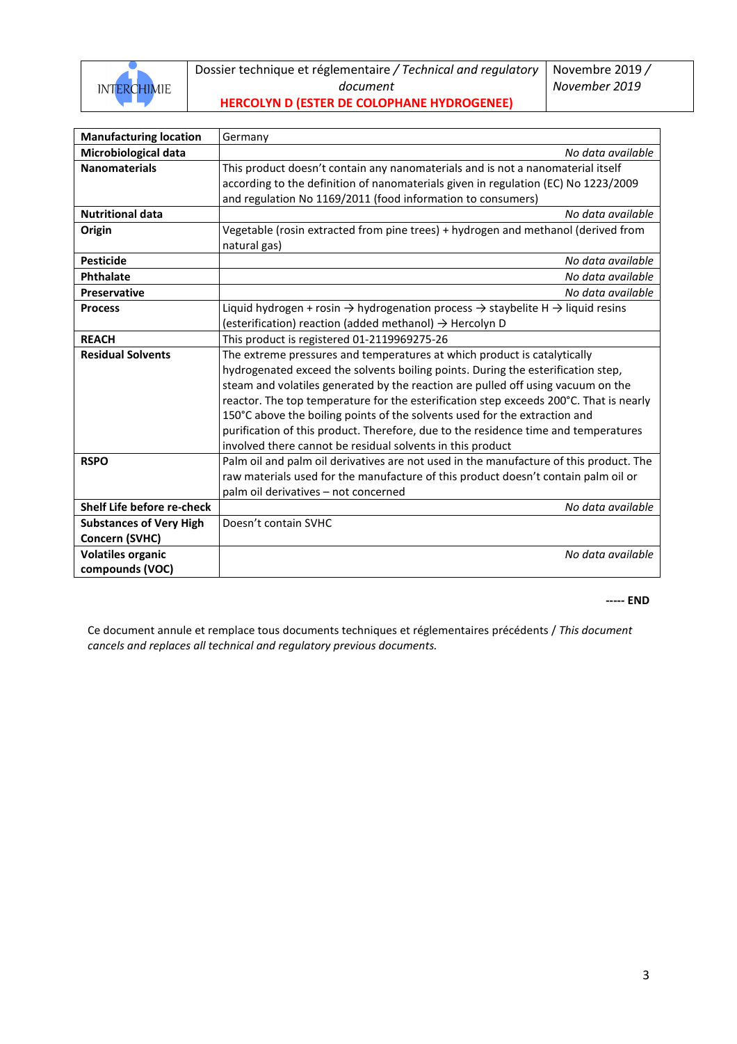| | |
|---|---|
| **Manufacturing location** | Germany |
| **Microbiological data** | *No data available* |
| **Nanomaterials** | This product doesn't contain any nanomaterials and is not a nanomaterial itself according to the definition of nanomaterials given in regulation (EC) No 1223/2009 and regulation No 1169/2011 (food information to consumers) |
| **Nutritional data** | *No data available* |
| **Origin** | Vegetable (rosin extracted from pine trees) + hydrogen and methanol (derived from natural gas) |
| **Pesticide** | *No data available* |
| **Phthalate** | *No data available* |
| **Preservative** | *No data available* |
| **Process** | Liquid hydrogen + rosin → hydrogenation process → staybelite H → liquid resins (esterification) reaction (added methanol) → Hercolyn D |
| **REACH** | This product is registered 01-2119969275-26 |
| **Residual Solvents** | The extreme pressures and temperatures at which product is catalytically hydrogenated exceed the solvents boiling points. During the esterification step, steam and volatiles generated by the reaction are pulled off using vacuum on the reactor. The top temperature for the esterification step exceeds 200°C. That is nearly 150°C above the boiling points of the solvents used for the extraction and purification of this product. Therefore, due to the residence time and temperatures involved there cannot be residual solvents in this product |
| **RSPO** | Palm oil and palm oil derivatives are not used in the manufacture of this product. The raw materials used for the manufacture of this product doesn't contain palm oil or palm oil derivatives – not concerned |
| **Shelf Life before re-check** | *No data available* |
| **Substances of Very High Concern (SVHC)** | Doesn't contain SVHC |
| **Volatiles organic compounds (VOC)** | *No data available* |

**----- END**

Ce document annule et remplace tous documents techniques et réglementaires précédents / *This document cancels and replaces all technical and regulatory previous documents.*